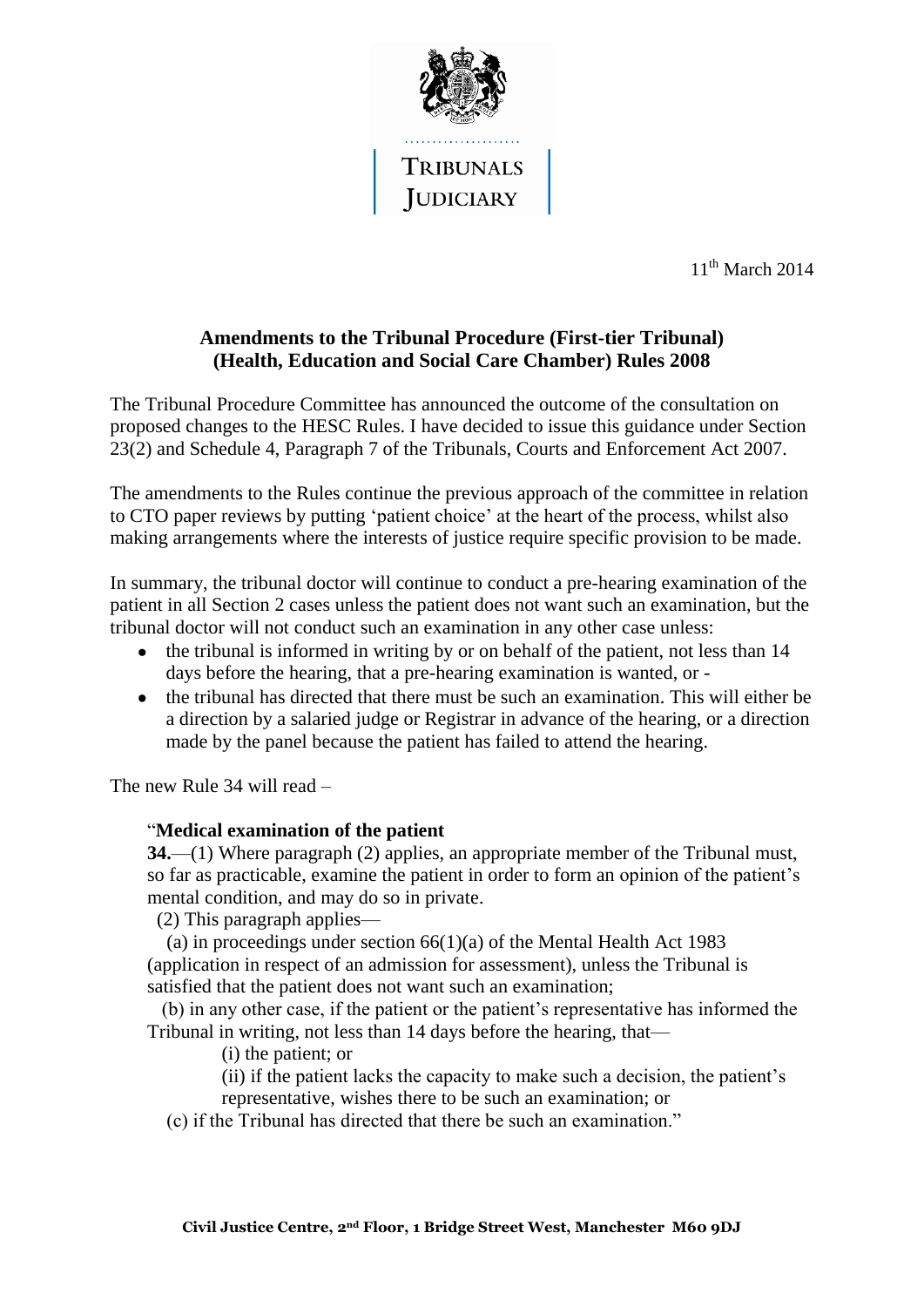TRIBUNALS JUDICIARY

11th March 2014

**Amendments to the Tribunal Procedure (First-tier Tribunal) (Health, Education and Social Care Chamber) Rules 2008**

The Tribunal Procedure Committee has announced the outcome of the consultation on proposed changes to the HESC Rules. I have decided to issue this guidance under Section 23(2) and Schedule 4, Paragraph 7 of the Tribunals, Courts and Enforcement Act 2007.

The amendments to the Rules continue the previous approach of the committee in relation to CTO paper reviews by putting 'patient choice' at the heart of the process, whilst also making arrangements where the interests of justice require specific provision to be made.

In summary, the tribunal doctor will continue to conduct a pre-hearing examination of the patient in all Section 2 cases unless the patient does not want such an examination, but the tribunal doctor will not conduct such an examination in any other case unless:

- the tribunal is informed in writing by or on behalf of the patient, not less than 14 days before the hearing, that a pre-hearing examination is wanted, or -
- the tribunal has directed that there must be such an examination. This will either be a direction by a salaried judge or Registrar in advance of the hearing, or a direction made by the panel because the patient has failed to attend the hearing.

The new Rule 34 will read –

"**Medical examination of the patient**

**34.**—(1) Where paragraph (2) applies, an appropriate member of the Tribunal must, so far as practicable, examine the patient in order to form an opinion of the patient's mental condition, and may do so in private.

(2) This paragraph applies—

(a) in proceedings under section 66(1)(a) of the Mental Health Act 1983 (application in respect of an admission for assessment), unless the Tribunal is satisfied that the patient does not want such an examination;

(b) in any other case, if the patient or the patient's representative has informed the Tribunal in writing, not less than 14 days before the hearing, that—

(i) the patient; or

(ii) if the patient lacks the capacity to make such a decision, the patient's representative, wishes there to be such an examination; or

(c) if the Tribunal has directed that there be such an examination."

**Civil Justice Centre, 2nd Floor, 1 Bridge Street West, Manchester M60 9DJ**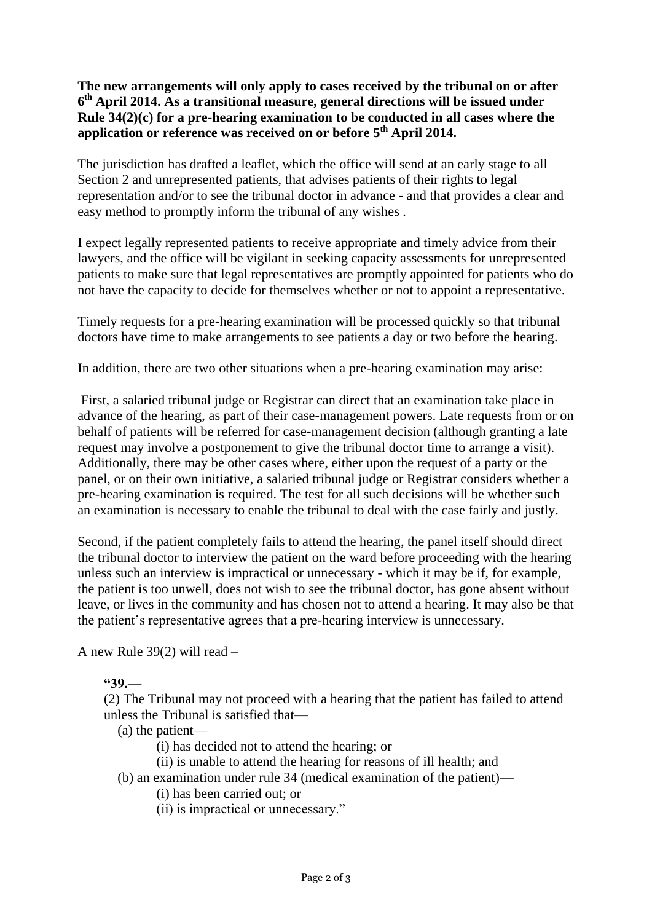**The new arrangements will only apply to cases received by the tribunal on or after 6th April 2014. As a transitional measure, general directions will be issued under Rule 34(2)(c) for a pre-hearing examination to be conducted in all cases where the application or reference was received on or before 5th April 2014.**

The jurisdiction has drafted a leaflet, which the office will send at an early stage to all Section 2 and unrepresented patients, that advises patients of their rights to legal representation and/or to see the tribunal doctor in advance - and that provides a clear and easy method to promptly inform the tribunal of any wishes .

I expect legally represented patients to receive appropriate and timely advice from their lawyers, and the office will be vigilant in seeking capacity assessments for unrepresented patients to make sure that legal representatives are promptly appointed for patients who do not have the capacity to decide for themselves whether or not to appoint a representative.

Timely requests for a pre-hearing examination will be processed quickly so that tribunal doctors have time to make arrangements to see patients a day or two before the hearing.

In addition, there are two other situations when a pre-hearing examination may arise:

First, a salaried tribunal judge or Registrar can direct that an examination take place in advance of the hearing, as part of their case-management powers. Late requests from or on behalf of patients will be referred for case-management decision (although granting a late request may involve a postponement to give the tribunal doctor time to arrange a visit). Additionally, there may be other cases where, either upon the request of a party or the panel, or on their own initiative, a salaried tribunal judge or Registrar considers whether a pre-hearing examination is required. The test for all such decisions will be whether such an examination is necessary to enable the tribunal to deal with the case fairly and justly.

Second, <u>if the patient completely fails to attend the hearing</u>, the panel itself should direct the tribunal doctor to interview the patient on the ward before proceeding with the hearing unless such an interview is impractical or unnecessary - which it may be if, for example, the patient is too unwell, does not wish to see the tribunal doctor, has gone absent without leave, or lives in the community and has chosen not to attend a hearing. It may also be that the patient's representative agrees that a pre-hearing interview is unnecessary.

A new Rule 39(2) will read –

> **"39.**—
>
> (2) The Tribunal may not proceed with a hearing that the patient has failed to attend unless the Tribunal is satisfied that—
>
> (a) the patient—
>
> (i) has decided not to attend the hearing; or
>
> (ii) is unable to attend the hearing for reasons of ill health; and
>
> (b) an examination under rule 34 (medical examination of the patient)—
>
> (i) has been carried out; or
>
> (ii) is impractical or unnecessary."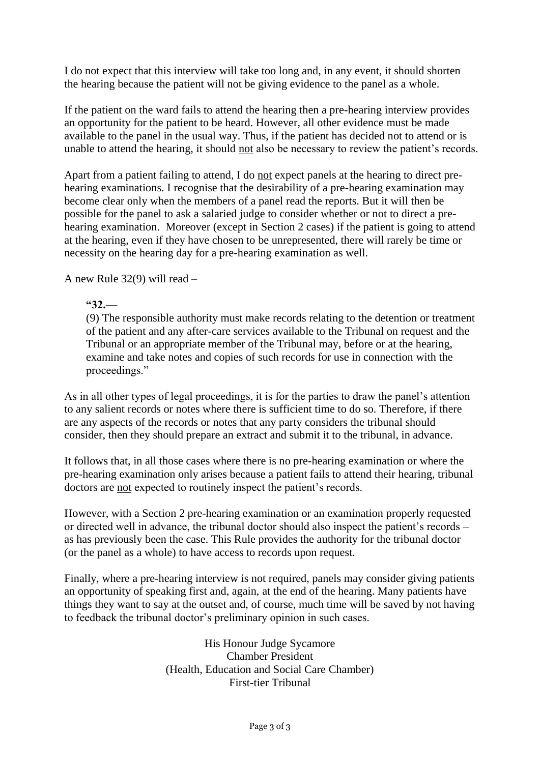I do not expect that this interview will take too long and, in any event, it should shorten the hearing because the patient will not be giving evidence to the panel as a whole.

If the patient on the ward fails to attend the hearing then a pre-hearing interview provides an opportunity for the patient to be heard. However, all other evidence must be made available to the panel in the usual way. Thus, if the patient has decided not to attend or is unable to attend the hearing, it should not also be necessary to review the patient's records.

Apart from a patient failing to attend, I do not expect panels at the hearing to direct pre-hearing examinations. I recognise that the desirability of a pre-hearing examination may become clear only when the members of a panel read the reports. But it will then be possible for the panel to ask a salaried judge to consider whether or not to direct a pre-hearing examination. Moreover (except in Section 2 cases) if the patient is going to attend at the hearing, even if they have chosen to be unrepresented, there will rarely be time or necessity on the hearing day for a pre-hearing examination as well.

A new Rule 32(9) will read –

> **"32.**—
>
> (9) The responsible authority must make records relating to the detention or treatment of the patient and any after-care services available to the Tribunal on request and the Tribunal or an appropriate member of the Tribunal may, before or at the hearing, examine and take notes and copies of such records for use in connection with the proceedings."

As in all other types of legal proceedings, it is for the parties to draw the panel's attention to any salient records or notes where there is sufficient time to do so. Therefore, if there are any aspects of the records or notes that any party considers the tribunal should consider, then they should prepare an extract and submit it to the tribunal, in advance.

It follows that, in all those cases where there is no pre-hearing examination or where the pre-hearing examination only arises because a patient fails to attend their hearing, tribunal doctors are not expected to routinely inspect the patient's records.

However, with a Section 2 pre-hearing examination or an examination properly requested or directed well in advance, the tribunal doctor should also inspect the patient's records – as has previously been the case. This Rule provides the authority for the tribunal doctor (or the panel as a whole) to have access to records upon request.

Finally, where a pre-hearing interview is not required, panels may consider giving patients an opportunity of speaking first and, again, at the end of the hearing. Many patients have things they want to say at the outset and, of course, much time will be saved by not having to feedback the tribunal doctor's preliminary opinion in such cases.

His Honour Judge Sycamore
Chamber President
(Health, Education and Social Care Chamber)
First-tier Tribunal